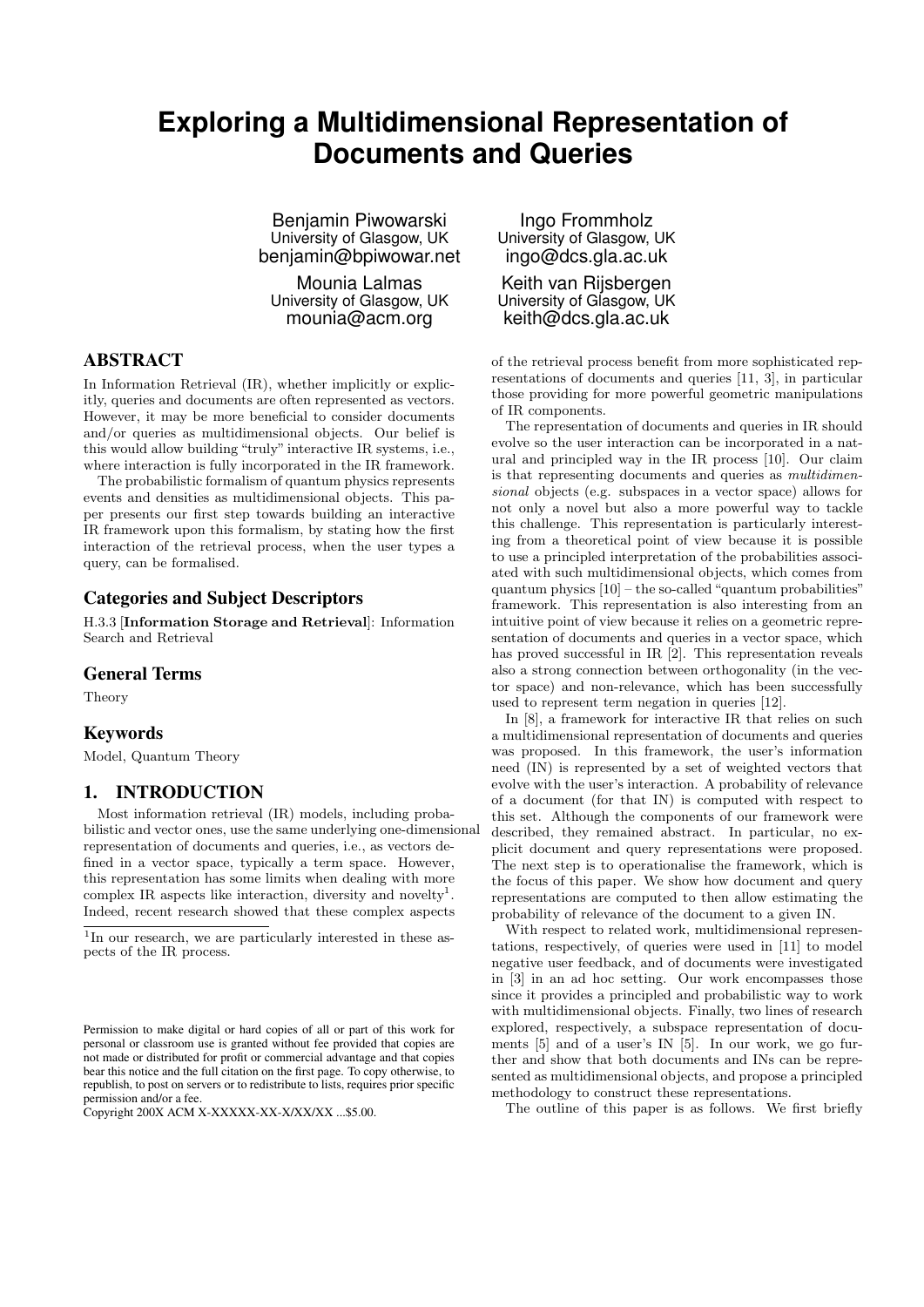# Exploring a Multidimensional Representation of Documents and Queries

Benjamin Piwowarski
University of Glasgow, UK
benjamin@bpiwowar.net

Ingo Frommholz
University of Glasgow, UK
ingo@dcs.gla.ac.uk

Mounia Lalmas
University of Glasgow, UK
mounia@acm.org

Keith van Rijsbergen
University of Glasgow, UK
keith@dcs.gla.ac.uk

## ABSTRACT

In Information Retrieval (IR), whether implicitly or explicitly, queries and documents are often represented as vectors. However, it may be more beneficial to consider documents and/or queries as multidimensional objects. Our belief is this would allow building "truly" interactive IR systems, i.e., where interaction is fully incorporated in the IR framework.

The probabilistic formalism of quantum physics represents events and densities as multidimensional objects. This paper presents our first step towards building an interactive IR framework upon this formalism, by stating how the first interaction of the retrieval process, when the user types a query, can be formalised.

## Categories and Subject Descriptors

H.3.3 [**Information Storage and Retrieval**]: Information Search and Retrieval

## General Terms

Theory

## Keywords

Model, Quantum Theory

## 1. INTRODUCTION

Most information retrieval (IR) models, including probabilistic and vector ones, use the same underlying one-dimensional representation of documents and queries, i.e., as vectors defined in a vector space, typically a term space. However, this representation has some limits when dealing with more complex IR aspects like interaction, diversity and novelty[1]. Indeed, recent research showed that these complex aspects of the retrieval process benefit from more sophisticated representations of documents and queries [11, 3], in particular those providing for more powerful geometric manipulations of IR components.

The representation of documents and queries in IR should evolve so the user interaction can be incorporated in a natural and principled way in the IR process [10]. Our claim is that representing documents and queries as *multidimensional* objects (e.g. subspaces in a vector space) allows for not only a novel but also a more powerful way to tackle this challenge. This representation is particularly interesting from a theoretical point of view because it is possible to use a principled interpretation of the probabilities associated with such multidimensional objects, which comes from quantum physics [10] – the so-called "quantum probabilities" framework. This representation is also interesting from an intuitive point of view because it relies on a geometric representation of documents and queries in a vector space, which has proved successful in IR [2]. This representation reveals also a strong connection between orthogonality (in the vector space) and non-relevance, which has been successfully used to represent term negation in queries [12].

In [8], a framework for interactive IR that relies on such a multidimensional representation of documents and queries was proposed. In this framework, the user's information need (IN) is represented by a set of weighted vectors that evolve with the user's interaction. A probability of relevance of a document (for that IN) is computed with respect to this set. Although the components of our framework were described, they remained abstract. In particular, no explicit document and query representations were proposed. The next step is to operationalise the framework, which is the focus of this paper. We show how document and query representations are computed to then allow estimating the probability of relevance of the document to a given IN.

With respect to related work, multidimensional representations, respectively, of queries were used in [11] to model negative user feedback, and of documents were investigated in [3] in an ad hoc setting. Our work encompasses those since it provides a principled and probabilistic way to work with multidimensional objects. Finally, two lines of research explored, respectively, a subspace representation of documents [5] and of a user's IN [5]. In our work, we go further and show that both documents and INs can be represented as multidimensional objects, and propose a principled methodology to construct these representations.

The outline of this paper is as follows. We first briefly

[1] In our research, we are particularly interested in these aspects of the IR process.

Permission to make digital or hard copies of all or part of this work for personal or classroom use is granted without fee provided that copies are not made or distributed for profit or commercial advantage and that copies bear this notice and the full citation on the first page. To copy otherwise, to republish, to post on servers or to redistribute to lists, requires prior specific permission and/or a fee.
Copyright 200X ACM X-XXXXX-XX-X/XX/XX ...$5.00.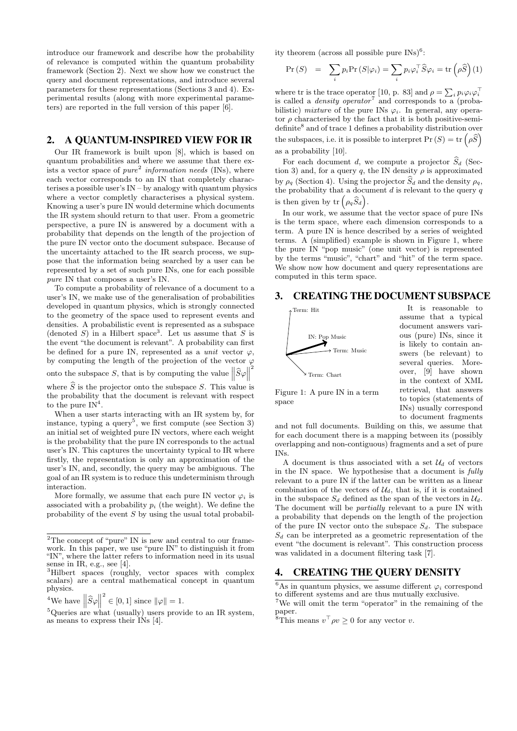introduce our framework and describe how the probability of relevance is computed within the quantum probability framework (Section 2). Next we show how we construct the query and document representations, and introduce several parameters for these representations (Sections 3 and 4). Experimental results (along with more experimental parameters) are reported in the full version of this paper [6].

## 2. A QUANTUM-INSPIRED VIEW FOR IR

Our IR framework is built upon [8], which is based on quantum probabilities and where we assume that there exists a vector space of *pure*[2] *information needs* (INs), where each vector corresponds to an IN that completely characterises a possible user's IN – by analogy with quantum physics where a vector completly characterises a physical system. Knowing a user's pure IN would determine which documents the IR system should return to that user. From a geometric perspective, a pure IN is answered by a document with a probability that depends on the length of the projection of the pure IN vector onto the document subspace. Because of the uncertainty attached to the IR search process, we suppose that the information being searched by a user can be represented by a set of such pure INs, one for each possible *pure* IN that composes a user's IN.

To compute a probability of relevance of a document to a user's IN, we make use of the generalisation of probabilities developed in quantum physics, which is strongly connected to the geometry of the space used to represent events and densities. A probabilistic event is represented as a subspace (denoted $S$) in a Hilbert space[3]. Let us assume that $S$ is the event "the document is relevant". A probability can first be defined for a pure IN, represented as a *unit* vector $\varphi$, by computing the length of the projection of the vector $\varphi$ onto the subspace $S$, that is by computing the value $\left\|\widehat{S}\varphi\right\|^2$ where $\widehat{S}$ is the projector onto the subspace $S$. This value is the probability that the document is relevant with respect to the pure IN[4].

When a user starts interacting with an IR system by, for instance, typing a query[5], we first compute (see Section 3) an initial set of weighted pure IN vectors, where each weight is the probability that the pure IN corresponds to the actual user's IN. This captures the uncertainty typical to IR where firstly, the representation is only an approximation of the user's IN, and, secondly, the query may be ambiguous. The goal of an IR system is to reduce this undeterminism through interaction.

More formally, we assume that each pure IN vector $\varphi_i$ is associated with a probability $p_i$ (the weight). We define the probability of the event $S$ by using the usual total probability theorem (across all possible pure INs)[6]:

$$\Pr(S) = \sum_i p_i \Pr(S|\varphi_i) = \sum_i p_i \varphi_i^\top \widehat{S} \varphi_i = \operatorname{tr}\left(\rho \widehat{S}\right) \quad (1)$$

where tr is the trace operator [10, p. 83] and $\rho = \sum_i p_i \varphi_i \varphi_i^\top$ is called a *density operator*[7] and corresponds to a (probabilistic) *mixture* of the pure INs $\varphi_i$. In general, any operator $\rho$ characterised by the fact that it is both positive-semi-definite[8] and of trace 1 defines a probability distribution over the subspaces, i.e. it is possible to interpret $\Pr(S) = \operatorname{tr}\left(\rho\widehat{S}\right)$ as a probability [10].

For each document $d$, we compute a projector $\widehat{S}_d$ (Section 3) and, for a query $q$, the IN density $\rho$ is approximated by $\rho_q$ (Section 4). Using the projector $\widehat{S}_d$ and the density $\rho_q$, the probability that a document $d$ is relevant to the query $q$ is then given by $\operatorname{tr}\left(\rho_q \widehat{S}_d\right)$.

In our work, we assume that the vector space of pure INs is the term space, where each dimension corresponds to a term. A pure IN is hence described by a series of weighted terms. A (simplified) example is shown in Figure 1, where the pure IN "pop music" (one unit vector) is represented by the terms "music", "chart" and "hit" of the term space. We show now how document and query representations are computed in this term space.

## 3. CREATING THE DOCUMENT SUBSPACE

Figure 1: A pure IN in a term space

It is reasonable to assume that a typical document answers various (pure) INs, since it is likely to contain answers (be relevant) to several queries. Moreover, [9] have shown in the context of XML retrieval, that answers to topics (statements of INs) usually correspond to document fragments and not full documents. Building on this, we assume that for each document there is a mapping between its (possibly overlapping and non-contiguous) fragments and a set of pure INs.

A document is thus associated with a set $\mathcal{U}_d$ of vectors in the IN space. We hypothesise that a document is *fully* relevant to a pure IN if the latter can be written as a linear combination of the vectors of $\mathcal{U}_d$, that is, if it is contained in the subspace $S_d$ defined as the span of the vectors in $\mathcal{U}_d$. The document will be *partially* relevant to a pure IN with a probability that depends on the length of the projection of the pure IN vector onto the subspace $S_d$. The subspace $S_d$ can be interpreted as a geometric representation of the event "the document is relevant". This construction process was validated in a document filtering task [7].

## 4. CREATING THE QUERY DENSITY

---

[2] The concept of "pure" IN is new and central to our framework. In this paper, we use "pure IN" to distinguish it from "IN", where the latter refers to information need in its usual sense in IR, e.g., see [4].

[3] Hilbert spaces (roughly, vector spaces with complex scalars) are a central mathematical concept in quantum physics.

[4] We have $\left\|\widehat{S}\varphi\right\|^2 \in [0,1]$ since $\|\varphi\| = 1$.

[5] Queries are what (usually) users provide to an IR system, as means to express their INs [4].

[6] As in quantum physics, we assume different $\varphi_i$ correspond to different systems and are thus mutually exclusive.

[7] We will omit the term "operator" in the remaining of the paper.

[8] This means $v^\top \rho v \geq 0$ for any vector $v$.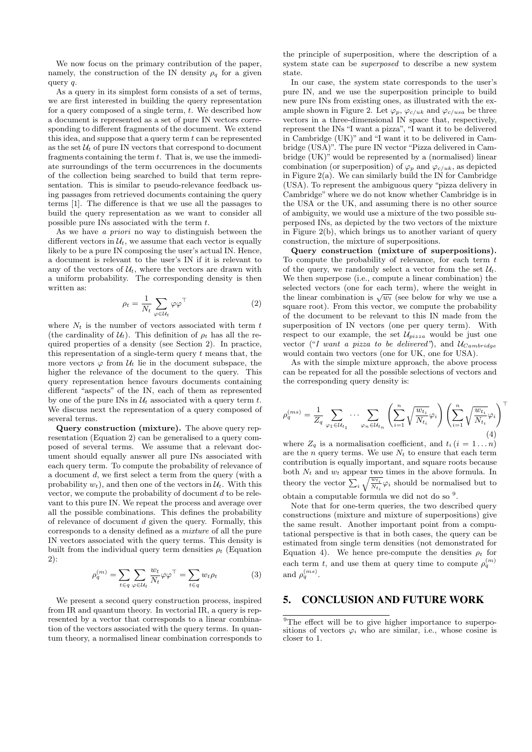We now focus on the primary contribution of the paper, namely, the construction of the IN density $\rho_q$ for a given query $q$.

As a query in its simplest form consists of a set of terms, we are first interested in building the query representation for a query composed of a single term, $t$. We described how a document is represented as a set of pure IN vectors corresponding to different fragments of the document. We extend this idea, and suppose that a query term $t$ can be represented as the set $\mathcal{U}_t$ of pure IN vectors that correspond to document fragments containing the term $t$. That is, we use the immediate surroundings of the term occurrences in the documents of the collection being searched to build that term representation. This is similar to pseudo-relevance feedback using passages from retrieved documents containing the query terms [1]. The difference is that we use all the passages to build the query representation as we want to consider all possible pure INs associated with the term $t$.

As we have *a priori* no way to distinguish between the different vectors in $\mathcal{U}_t$, we assume that each vector is equally likely to be a pure IN composing the user's actual IN. Hence, a document is relevant to the user's IN if it is relevant to any of the vectors of $\mathcal{U}_t$, where the vectors are drawn with a uniform probability. The corresponding density is then written as:

$$\rho_t = \frac{1}{N_t} \sum_{\varphi \in \mathcal{U}_t} \varphi \varphi^\top \tag{2}$$

where $N_t$ is the number of vectors associated with term $t$ (the cardinality of $\mathcal{U}_t$). This definition of $\rho_t$ has all the required properties of a density (see Section 2). In practice, this representation of a single-term query $t$ means that, the more vectors $\varphi$ from $\mathcal{U}_t$ lie in the document subspace, the higher the relevance of the document to the query. This query representation hence favours documents containing different "aspects" of the IN, each of them as represented by one of the pure INs in $\mathcal{U}_t$ associated with a query term $t$. We discuss next the representation of a query composed of several terms.

**Query construction (mixture).** The above query representation (Equation 2) can be generalised to a query composed of several terms. We assume that a relevant document should equally answer all pure INs associated with each query term. To compute the probability of relevance of a document $d$, we first select a term from the query (with a probability $w_t$), and then one of the vectors in $\mathcal{U}_t$. With this vector, we compute the probability of document $d$ to be relevant to this pure IN. We repeat the process and average over all the possible combinations. This defines the probability of relevance of document $d$ given the query. Formally, this corresponds to a density defined as a *mixture* of all the pure IN vectors associated with the query terms. This density is built from the individual query term densities $\rho_t$ (Equation 2):

$$\rho_q^{(m)} = \sum_{t \in q} \sum_{\varphi \in \mathcal{U}_t} \frac{w_t}{N_t} \varphi \varphi^\top = \sum_{t \in q} w_t \rho_t \tag{3}$$

We present a second query construction process, inspired from IR and quantum theory. In vectorial IR, a query is represented by a vector that corresponds to a linear combination of the vectors associated with the query terms. In quantum theory, a normalised linear combination corresponds to the principle of superposition, where the description of a system state can be *superposed* to describe a new system state.

In our case, the system state corresponds to the user's pure IN, and we use the superposition principle to build new pure INs from existing ones, as illustrated with the example shown in Figure 2. Let $\varphi_p$, $\varphi_{c/uk}$ and $\varphi_{c/usa}$ be three vectors in a three-dimensional IN space that, respectively, represent the INs "I want a pizza", "I want it to be delivered in Cambridge (UK)" and "I want it to be delivered in Cambridge (USA)". The pure IN vector "Pizza delivered in Cambridge (UK)" would be represented by a (normalised) linear combination (or superposition) of $\varphi_p$ and $\varphi_{c/uk}$, as depicted in Figure 2(a). We can similarly build the IN for Cambridge (USA). To represent the ambiguous query "pizza delivery in Cambridge" where we do not know whether Cambridge is in the USA or the UK, and assuming there is no other source of ambiguity, we would use a mixture of the two possible superposed INs, as depicted by the two vectors of the mixture in Figure 2(b), which brings us to another variant of query construction, the mixture of superpositions.

**Query construction (mixture of superpositions).** To compute the probability of relevance, for each term $t$ of the query, we randomly select a vector from the set $\mathcal{U}_t$. We then superpose (i.e., compute a linear combination) the selected vectors (one for each term), where the weight in the linear combination is $\sqrt{w_t}$ (see below for why we use a square root). From this vector, we compute the probability of the document to be relevant to this IN made from the superposition of IN vectors (one per query term). With respect to our example, the set $\mathcal{U}_{pizza}$ would be just one vector ("*I want a pizza to be delivered*"), and $\mathcal{U}_{Cambridge}$ would contain two vectors (one for UK, one for USA).

As with the simple mixture approach, the above process can be repeated for all the possible selections of vectors and the corresponding query density is:

$$\rho_q^{(ms)} = \frac{1}{Z_q} \sum_{\varphi_1 \in \mathcal{U}_{t_1}} \cdots \sum_{\varphi_n \in \mathcal{U}_{t_n}} \left( \sum_{i=1}^{n} \sqrt{\frac{w_{t_i}}{N_{t_i}}} \varphi_i \right) \left( \sum_{i=1}^{n} \sqrt{\frac{w_{t_i}}{N_{t_i}}} \varphi_i \right)^\top \tag{4}$$

where $Z_q$ is a normalisation coefficient, and $t_i \, (i = 1 \dots n)$ are the $n$ query terms. We use $N_t$ to ensure that each term contribution is equally important, and square roots because both $N_t$ and $w_t$ appear two times in the above formula. In theory the vector $\sum_i \sqrt{\frac{w_{t_i}}{N_{t_i}}} \varphi_i$ should be normalised but to obtain a computable formula we did not do so [9].

Note that for one-term queries, the two described query constructions (mixture and mixture of superpositions) give the same result. Another important point from a computational perspective is that in both cases, the query can be estimated from single term densities (not demonstrated for Equation 4). We hence pre-compute the densities $\rho_t$ for each term $t$, and use them at query time to compute $\rho_q^{(m)}$ and $\rho_q^{(ms)}$.

## 5. CONCLUSION AND FUTURE WORK

[9] The effect will be to give higher importance to superpositions of vectors $\varphi_i$ who are similar, i.e., whose cosine is closer to 1.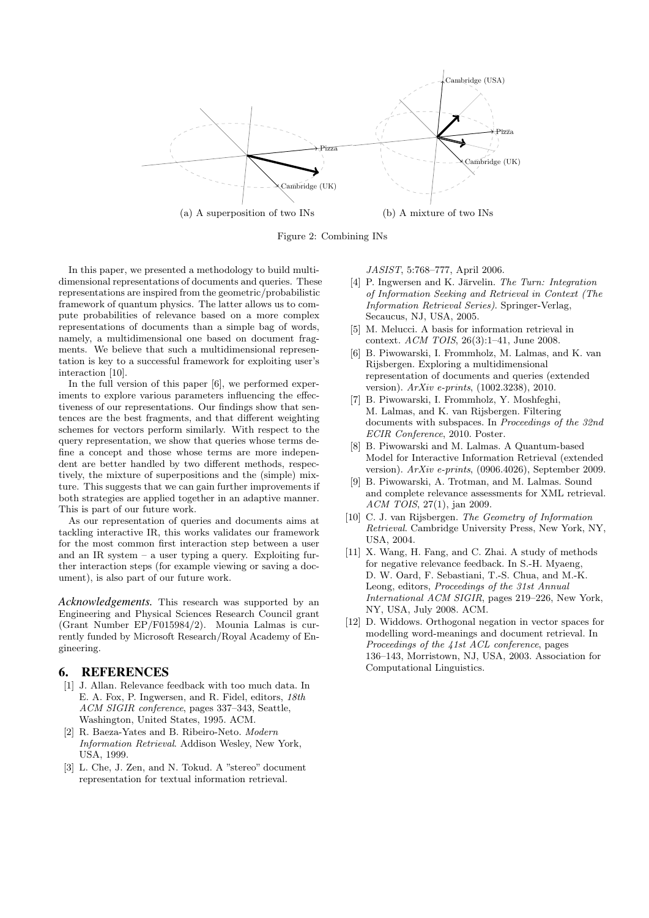Pizza

Cambridge (UK)

(a) A superposition of two INs

Cambridge (USA)

Pizza

Cambridge (UK)

(b) A mixture of two INs

Figure 2: Combining INs

In this paper, we presented a methodology to build multidimensional representations of documents and queries. These representations are inspired from the geometric/probabilistic framework of quantum physics. The latter allows us to compute probabilities of relevance based on a more complex representations of documents than a simple bag of words, namely, a multidimensional one based on document fragments. We believe that such a multidimensional representation is key to a successful framework for exploiting user's interaction [10].

In the full version of this paper [6], we performed experiments to explore various parameters influencing the effectiveness of our representations. Our findings show that sentences are the best fragments, and that different weighting schemes for vectors perform similarly. With respect to the query representation, we show that queries whose terms define a concept and those whose terms are more independent are better handled by two different methods, respectively, the mixture of superpositions and the (simple) mixture. This suggests that we can gain further improvements if both strategies are applied together in an adaptive manner. This is part of our future work.

As our representation of queries and documents aims at tackling interactive IR, this works validates our framework for the most common first interaction step between a user and an IR system – a user typing a query. Exploiting further interaction steps (for example viewing or saving a document), is also part of our future work.

***Acknowledgements.*** This research was supported by an Engineering and Physical Sciences Research Council grant (Grant Number EP/F015984/2). Mounia Lalmas is currently funded by Microsoft Research/Royal Academy of Engineering.

## 6. REFERENCES

[1] J. Allan. Relevance feedback with too much data. In E. A. Fox, P. Ingwersen, and R. Fidel, editors, *18th ACM SIGIR conference*, pages 337–343, Seattle, Washington, United States, 1995. ACM.

[2] R. Baeza-Yates and B. Ribeiro-Neto. *Modern Information Retrieval*. Addison Wesley, New York, USA, 1999.

[3] L. Che, J. Zen, and N. Tokud. A "stereo" document representation for textual information retrieval. *JASIST*, 5:768–777, April 2006.

[4] P. Ingwersen and K. Järvelin. *The Turn: Integration of Information Seeking and Retrieval in Context (The Information Retrieval Series)*. Springer-Verlag, Secaucus, NJ, USA, 2005.

[5] M. Melucci. A basis for information retrieval in context. *ACM TOIS*, 26(3):1–41, June 2008.

[6] B. Piwowarski, I. Frommholz, M. Lalmas, and K. van Rijsbergen. Exploring a multidimensional representation of documents and queries (extended version). *ArXiv e-prints*, (1002.3238), 2010.

[7] B. Piwowarski, I. Frommholz, Y. Moshfeghi, M. Lalmas, and K. van Rijsbergen. Filtering documents with subspaces. In *Proceedings of the 32nd ECIR Conference*, 2010. Poster.

[8] B. Piwowarski and M. Lalmas. A Quantum-based Model for Interactive Information Retrieval (extended version). *ArXiv e-prints*, (0906.4026), September 2009.

[9] B. Piwowarski, A. Trotman, and M. Lalmas. Sound and complete relevance assessments for XML retrieval. *ACM TOIS*, 27(1), jan 2009.

[10] C. J. van Rijsbergen. *The Geometry of Information Retrieval*. Cambridge University Press, New York, NY, USA, 2004.

[11] X. Wang, H. Fang, and C. Zhai. A study of methods for negative relevance feedback. In S.-H. Myaeng, D. W. Oard, F. Sebastiani, T.-S. Chua, and M.-K. Leong, editors, *Proceedings of the 31st Annual International ACM SIGIR*, pages 219–226, New York, NY, USA, July 2008. ACM.

[12] D. Widdows. Orthogonal negation in vector spaces for modelling word-meanings and document retrieval. In *Proceedings of the 41st ACL conference*, pages 136–143, Morristown, NJ, USA, 2003. Association for Computational Linguistics.